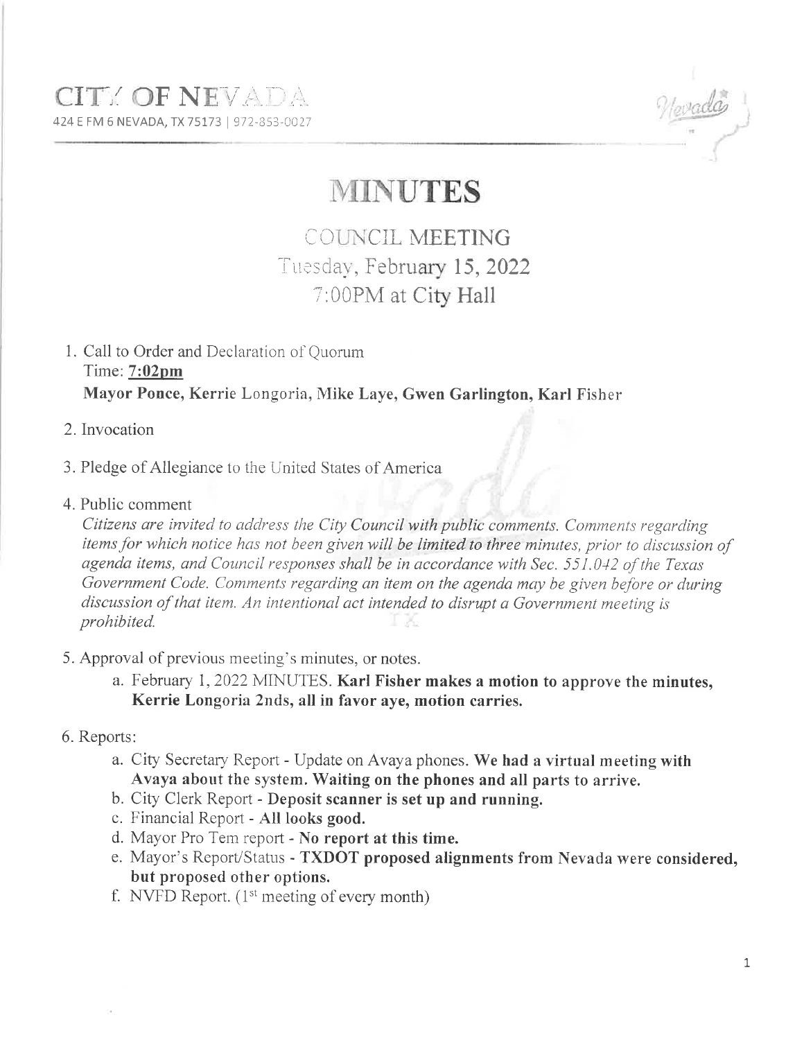CITY OF NEVADA

424 E FM 6 NEVADA, TX 75173 | 972-853-0027

# MINUTES

## COUNCIL MEETING
## Tuesday, February 15, 2022
## 7:00PM at City Hall

1. Call to Order and Declaration of Quorum
   Time: **7:02pm**
   **Mayor Ponce, Kerrie Longoria, Mike Laye, Gwen Garlington, Karl Fisher**

2. Invocation

3. Pledge of Allegiance to the United States of America

4. Public comment
   *Citizens are invited to address the City Council with public comments. Comments regarding items for which notice has not been given will be limited to three minutes, prior to discussion of agenda items, and Council responses shall be in accordance with Sec. 551.042 of the Texas Government Code. Comments regarding an item on the agenda may be given before or during discussion of that item. An intentional act intended to disrupt a Government meeting is prohibited.*

5. Approval of previous meeting's minutes, or notes.
   a. February 1, 2022 MINUTES. **Karl Fisher makes a motion to approve the minutes, Kerrie Longoria 2nds, all in favor aye, motion carries.**

6. Reports:
   a. City Secretary Report - Update on Avaya phones. **We had a virtual meeting with Avaya about the system. Waiting on the phones and all parts to arrive.**
   b. City Clerk Report - **Deposit scanner is set up and running.**
   c. Financial Report - **All looks good.**
   d. Mayor Pro Tem report - **No report at this time.**
   e. Mayor's Report/Status - **TXDOT proposed alignments from Nevada were considered, but proposed other options.**
   f. NVFD Report. (1st meeting of every month)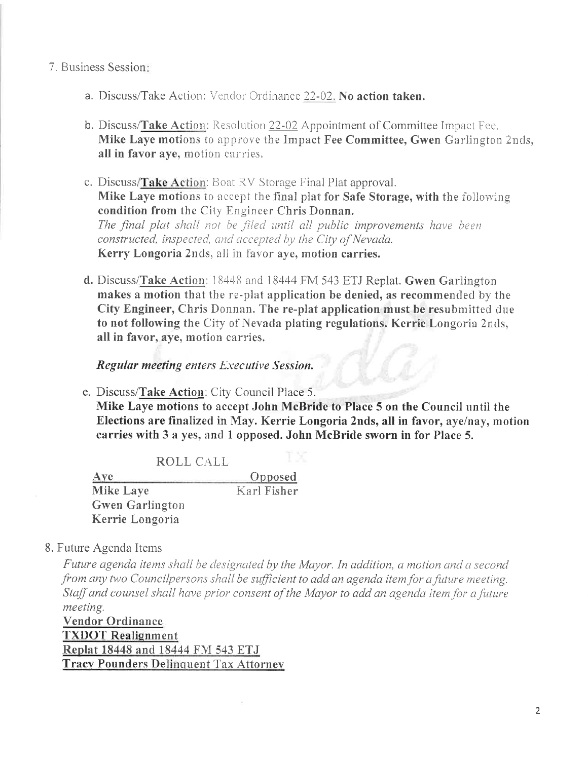7. Business Session:

   a. Discuss/Take Action: Vendor Ordinance 22-02. **No action taken.**

   b. Discuss/**Take Action**: Resolution 22-02 Appointment of Committee Impact Fee. **Mike Laye motions** to approve the **Impact Fee Committee, Gwen** Garlington 2nds, **all in favor aye,** motion carries.

   c. Discuss/**Take Action**: Boat RV Storage Final Plat approval. **Mike Laye motions** to accept the **final plat for Safe Storage, with** the following **condition from** the City Engineer **Chris Donnan.**
   *The final plat shall not be filed until all public improvements have been constructed, inspected, and accepted by the City of Nevada.*
   **Kerry Longoria** 2nds, all in favor **aye, motion carries.**

   d. Discuss/**Take Action**: 18448 and 18444 FM 543 ETJ Replat. **Gwen** Garlington **makes a motion** that the re-plat **application be denied, as recommended** by the **City Engineer,** Chris Donnan. **The re-plat application must be re**submitted due **to not following** the City of Nevada **plating regulations. Kerrie** Longoria 2nds, **all in favor, aye,** motion carries.

   ***Regular meeting** enters Executive Session.*

   e. Discuss/**Take Action**: City Council Place 5.
   **Mike Laye motions to accept John McBride to Place 5 on the Council** until the **Elections are finalized in May. Kerrie Longoria 2nds, all in favor,** aye/nay, **motion carries with 3 a yes, and 1 opposed. John McBride sworn in for Place 5.**

   ROLL CALL

   | Aye | Opposed |
   |---|---|
   | **Mike Laye** | Karl Fisher |
   | **Gwen Garlington** | |
   | **Kerrie Longoria** | |

8. Future Agenda Items

   *Future agenda items shall be designated by the Mayor. In addition, a motion and a second from any two Councilpersons shall be sufficient to add an agenda item for a future meeting. Staff and counsel shall have prior consent of the Mayor to add an agenda item for a future meeting.*

   **Vendor Ordinance**
   **TXDOT Realignment**
   **Replat 18448 and 18444 FM 543 ETJ**
   **Tracy Pounders Delinquent Tax Attorney**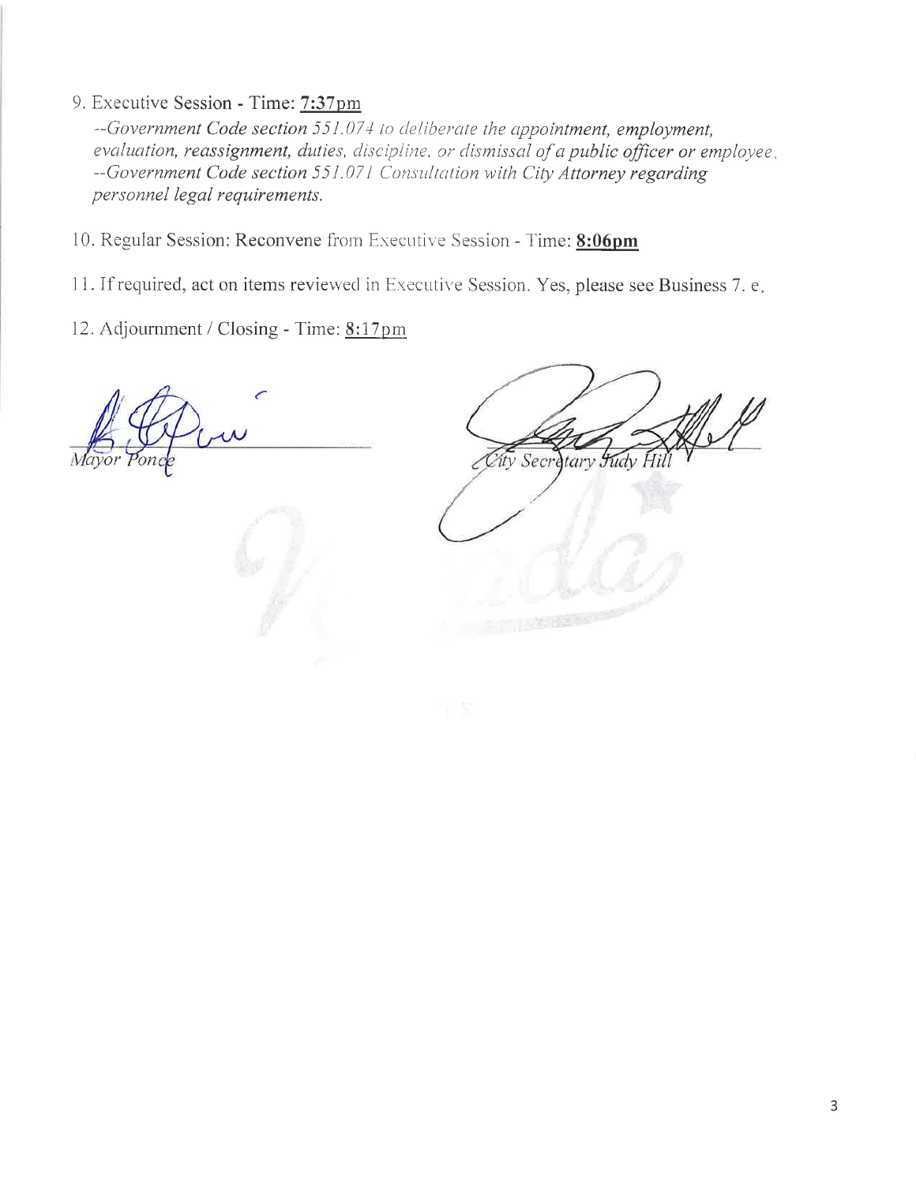9. Executive Session - Time: 7:37pm

*--Government Code section 551.074 to deliberate the appointment, employment, evaluation, reassignment, duties, discipline, or dismissal of a public officer or employee.*
*--Government Code section 551.071 Consultation with City Attorney regarding personnel legal requirements.*

10. Regular Session: Reconvene from Executive Session - Time: **8:06pm**

11. If required, act on items reviewed in Executive Session. Yes, please see Business 7. e.

12. Adjournment / Closing - Time: 8:17pm

*Mayor Ponce*

*City Secretary Judy Hill*